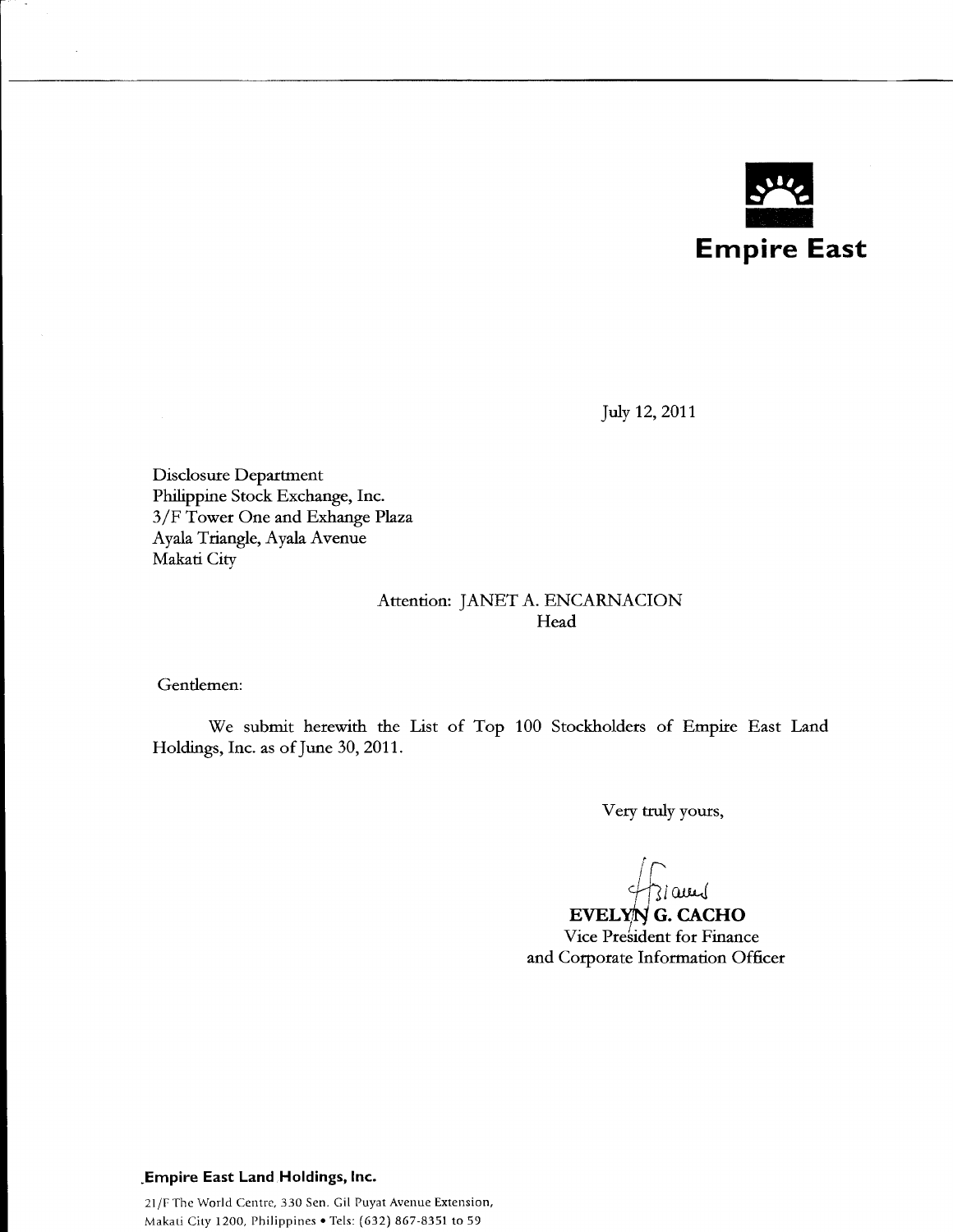**Empire East**

July 12, 2011

Disclosure Department
Philippine Stock Exchange, Inc.
3/F Tower One and Exhange Plaza
Ayala Triangle, Ayala Avenue
Makati City

Attention: JANET A. ENCARNACION
Head

Gentlemen:

We submit herewith the List of Top 100 Stockholders of Empire East Land Holdings, Inc. as of June 30, 2011.

Very truly yours,

**EVELYN G. CACHO**
Vice President for Finance
and Corporate Information Officer

**Empire East Land Holdings, Inc.**

21/F The World Centre, 330 Sen. Gil Puyat Avenue Extension,
Makati City 1200, Philippines • Tels: (632) 867-8351 to 59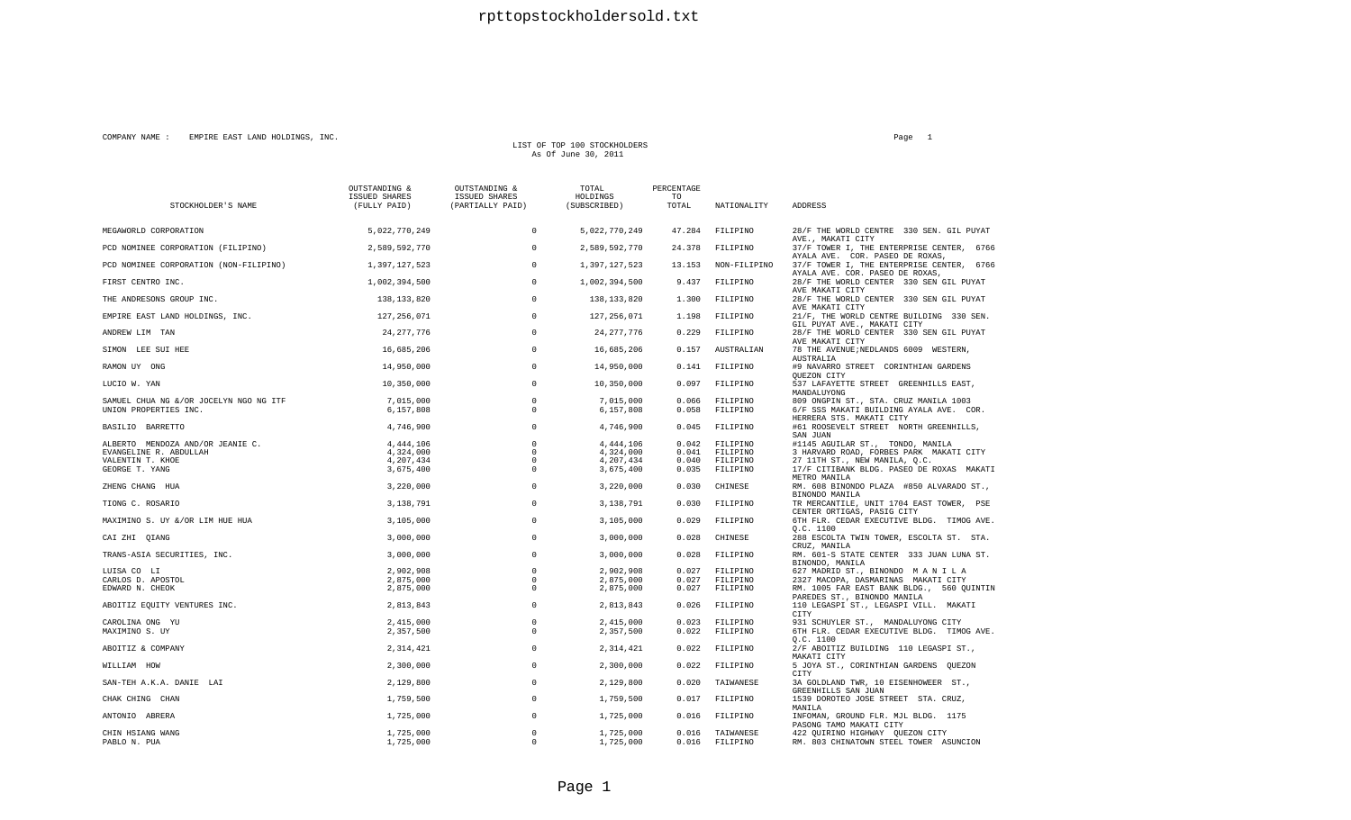COMPANY NAME : EMPIRE EAST LAND HOLDINGS, INC.

LIST OF TOP 100 STOCKHOLDERS
As Of June 30, 2011

| STOCKHOLDER'S NAME | OUTSTANDING & ISSUED SHARES (FULLY PAID) | OUTSTANDING & ISSUED SHARES (PARTIALLY PAID) | TOTAL HOLDINGS (SUBSCRIBED) | PERCENTAGE TO TOTAL | NATIONALITY | ADDRESS |
|---|---|---|---|---|---|---|
| MEGAWORLD CORPORATION | 5,022,770,249 | 0 | 5,022,770,249 | 47.284 | FILIPINO | 28/F THE WORLD CENTRE 330 SEN. GIL PUYAT AVE., MAKATI CITY |
| PCD NOMINEE CORPORATION (FILIPINO) | 2,589,592,770 | 0 | 2,589,592,770 | 24.378 | FILIPINO | 37/F TOWER I, THE ENTERPRISE CENTER, 6766 AYALA AVE. COR. PASEO DE ROXAS, |
| PCD NOMINEE CORPORATION (NON-FILIPINO) | 1,397,127,523 | 0 | 1,397,127,523 | 13.153 | NON-FILIPINO | 37/F TOWER I, THE ENTERPRISE CENTER, 6766 AYALA AVE. COR. PASEO DE ROXAS, |
| FIRST CENTRO INC. | 1,002,394,500 | 0 | 1,002,394,500 | 9.437 | FILIPINO | 28/F THE WORLD CENTER 330 SEN GIL PUYAT AVE MAKATI CITY |
| THE ANDRESONS GROUP INC. | 138,133,820 | 0 | 138,133,820 | 1.300 | FILIPINO | 28/F THE WORLD CENTER 330 SEN GIL PUYAT AVE MAKATI CITY |
| EMPIRE EAST LAND HOLDINGS, INC. | 127,256,071 | 0 | 127,256,071 | 1.198 | FILIPINO | 21/F, THE WORLD CENTRE BUILDING 330 SEN. GIL PUYAT AVE., MAKATI CITY |
| ANDREW LIM TAN | 24,277,776 | 0 | 24,277,776 | 0.229 | FILIPINO | 28/F THE WORLD CENTER 330 SEN GIL PUYAT AVE MAKATI CITY |
| SIMON LEE SUI HEE | 16,685,206 | 0 | 16,685,206 | 0.157 | AUSTRALIAN | 78 THE AVENUE;NEDLANDS 6009 WESTERN, AUSTRALIA |
| RAMON UY ONG | 14,950,000 | 0 | 14,950,000 | 0.141 | FILIPINO | #9 NAVARRO STREET CORINTHIAN GARDENS QUEZON CITY |
| LUCIO W. YAN | 10,350,000 | 0 | 10,350,000 | 0.097 | FILIPINO | 537 LAFAYETTE STREET GREENHILLS EAST, MANDALUYONG |
| SAMUEL CHUA NG &/OR JOCELYN NGO NG ITF | 7,015,000 | 0 | 7,015,000 | 0.066 | FILIPINO | 809 ONGPIN ST., STA. CRUZ MANILA 1003 |
| UNION PROPERTIES INC. | 6,157,808 | 0 | 6,157,808 | 0.058 | FILIPINO | 6/F SSS MAKATI BUILDING AYALA AVE. COR. HERRERA STS. MAKATI CITY |
| BASILIO BARRETTO | 4,746,900 | 0 | 4,746,900 | 0.045 | FILIPINO | #61 ROOSEVELT STREET NORTH GREENHILLS, SAN JUAN |
| ALBERTO MENDOZA AND/OR JEANIE C. | 4,444,106 | 0 | 4,444,106 | 0.042 | FILIPINO | #1145 AGUILAR ST., TONDO, MANILA |
| EVANGELINE R. ABDULLAH | 4,324,000 | 0 | 4,324,000 | 0.041 | FILIPINO | 3 HARVARD ROAD, FORBES PARK MAKATI CITY |
| VALENTIN T. KHOE | 4,207,434 | 0 | 4,207,434 | 0.040 | FILIPINO | 27 11TH ST., NEW MANILA, Q.C. |
| GEORGE T. YANG | 3,675,400 | 0 | 3,675,400 | 0.035 | FILIPINO | 17/F CITIBANK BLDG. PASEO DE ROXAS MAKATI METRO MANILA |
| ZHENG CHANG HUA | 3,220,000 | 0 | 3,220,000 | 0.030 | CHINESE | RM. 608 BINONDO PLAZA #850 ALVARADO ST., BINONDO MANILA |
| TIONG C. ROSARIO | 3,138,791 | 0 | 3,138,791 | 0.030 | FILIPINO | TR MERCANTILE, UNIT 1704 EAST TOWER, PSE CENTER ORTIGAS, PASIG CITY |
| MAXIMINO S. UY &/OR LIM HUE HUA | 3,105,000 | 0 | 3,105,000 | 0.029 | FILIPINO | 6TH FLR. CEDAR EXECUTIVE BLDG. TIMOG AVE. Q.C. 1100 |
| CAI ZHI QIANG | 3,000,000 | 0 | 3,000,000 | 0.028 | CHINESE | 288 ESCOLTA TWIN TOWER, ESCOLTA ST. STA. CRUZ, MANILA |
| TRANS-ASIA SECURITIES, INC. | 3,000,000 | 0 | 3,000,000 | 0.028 | FILIPINO | RM. 601-S STATE CENTER 333 JUAN LUNA ST. BINONDO, MANILA |
| LUISA CO LI | 2,902,908 | 0 | 2,902,908 | 0.027 | FILIPINO | 627 MADRID ST., BINONDO M A N I L A |
| CARLOS D. APOSTOL | 2,875,000 | 0 | 2,875,000 | 0.027 | FILIPINO | 2327 MACOPA, DASMARINAS MAKATI CITY |
| EDWARD N. CHEOK | 2,875,000 | 0 | 2,875,000 | 0.027 | FILIPINO | RM. 1005 FAR EAST BANK BLDG., 560 QUINTIN PAREDES ST., BINONDO MANILA |
| ABOITIZ EQUITY VENTURES INC. | 2,813,843 | 0 | 2,813,843 | 0.026 | FILIPINO | 110 LEGASPI ST., LEGASPI VILL. MAKATI CITY |
| CAROLINA ONG YU | 2,415,000 | 0 | 2,415,000 | 0.023 | FILIPINO | 931 SCHUYLER ST., MANDALUYONG CITY |
| MAXIMINO S. UY | 2,357,500 | 0 | 2,357,500 | 0.022 | FILIPINO | 6TH FLR. CEDAR EXECUTIVE BLDG. TIMOG AVE. Q.C. 1100 |
| ABOITIZ & COMPANY | 2,314,421 | 0 | 2,314,421 | 0.022 | FILIPINO | 2/F ABOITIZ BUILDING 110 LEGASPI ST., MAKATI CITY |
| WILLIAM HOW | 2,300,000 | 0 | 2,300,000 | 0.022 | FILIPINO | 5 JOYA ST., CORINTHIAN GARDENS QUEZON CITY |
| SAN-TEH A.K.A. DANIE LAI | 2,129,800 | 0 | 2,129,800 | 0.020 | TAIWANESE | 3A GOLDLAND TWR, 10 EISENHOWEER ST., GREENHILLS SAN JUAN |
| CHAK CHING CHAN | 1,759,500 | 0 | 1,759,500 | 0.017 | FILIPINO | 1539 DOROTEO JOSE STREET STA. CRUZ, MANILA |
| ANTONIO ABRERA | 1,725,000 | 0 | 1,725,000 | 0.016 | FILIPINO | INFOMAN, GROUND FLR. MJL BLDG. 1175 PASONG TAMO MAKATI CITY |
| CHIN HSIANG WANG | 1,725,000 | 0 | 1,725,000 | 0.016 | TAIWANESE | 422 QUIRINO HIGHWAY QUEZON CITY |
| PABLO N. PUA | 1,725,000 | 0 | 1,725,000 | 0.016 | FILIPINO | RM. 803 CHINATOWN STEEL TOWER ASUNCION |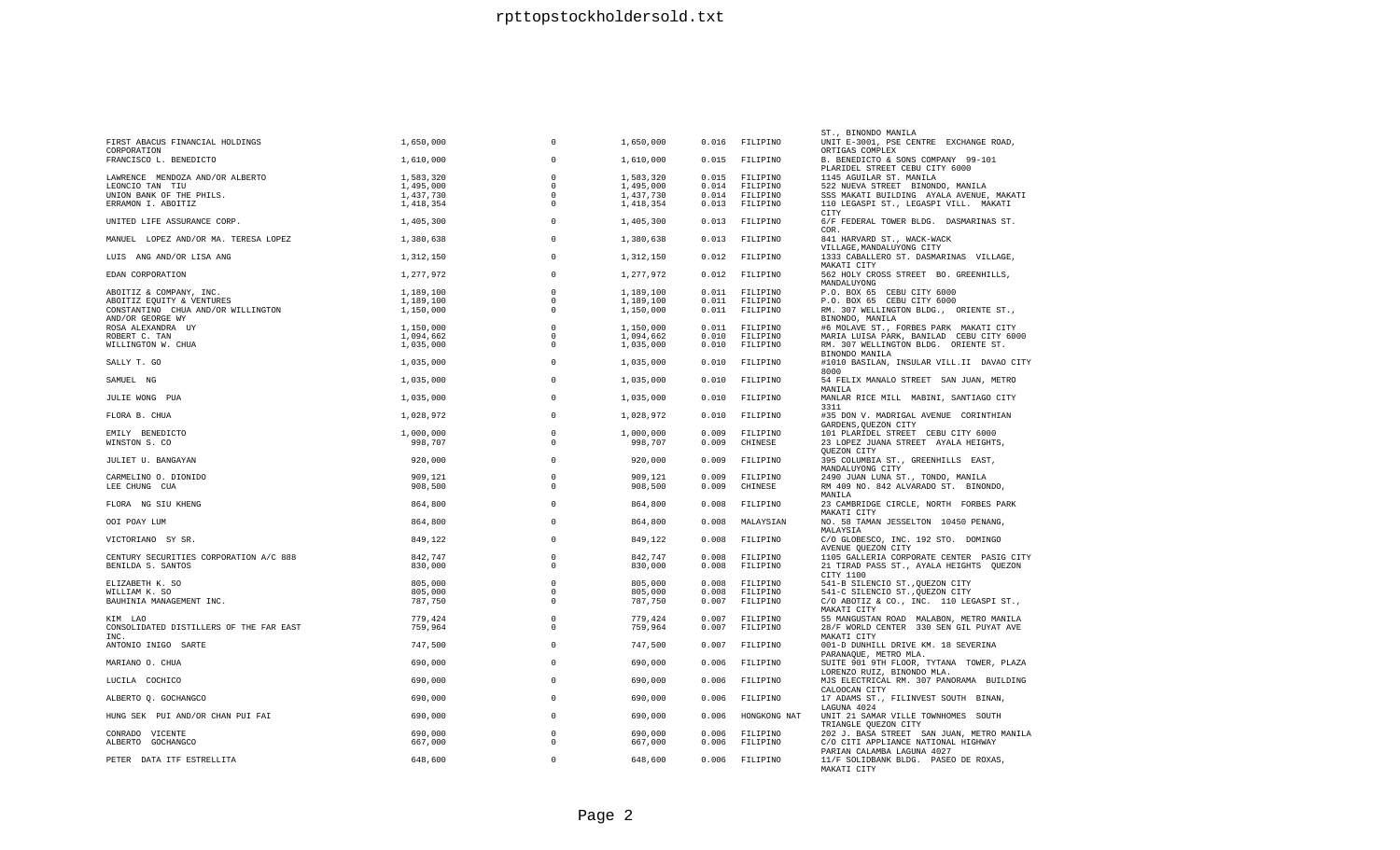| | | | | | | |
|---|---|---|---|---|---|---|
| | | | | | | ST., BINONDO MANILA |
| FIRST ABACUS FINANCIAL HOLDINGS CORPORATION | 1,650,000 | 0 | 1,650,000 | 0.016 | FILIPINO | UNIT E-3001, PSE CENTRE EXCHANGE ROAD, ORTIGAS COMPLEX |
| FRANCISCO L. BENEDICTO | 1,610,000 | 0 | 1,610,000 | 0.015 | FILIPINO | B. BENEDICTO & SONS COMPANY 99-101 PLARIDEL STREET CEBU CITY 6000 |
| LAWRENCE MENDOZA AND/OR ALBERTO | 1,583,320 | 0 | 1,583,320 | 0.015 | FILIPINO | 1145 AGUILAR ST. MANILA |
| LEONCIO TAN TIU | 1,495,000 | 0 | 1,495,000 | 0.014 | FILIPINO | 522 NUEVA STREET BINONDO, MANILA |
| UNION BANK OF THE PHILS. | 1,437,730 | 0 | 1,437,730 | 0.014 | FILIPINO | SSS MAKATI BUILDING AYALA AVENUE, MAKATI |
| ERRAMON I. ABOITIZ | 1,418,354 | 0 | 1,418,354 | 0.013 | FILIPINO | 110 LEGASPI ST., LEGASPI VILL. MAKATI CITY |
| UNITED LIFE ASSURANCE CORP. | 1,405,300 | 0 | 1,405,300 | 0.013 | FILIPINO | 6/F FEDERAL TOWER BLDG. DASMARINAS ST. COR. |
| MANUEL LOPEZ AND/OR MA. TERESA LOPEZ | 1,380,638 | 0 | 1,380,638 | 0.013 | FILIPINO | 841 HARVARD ST., WACK-WACK VILLAGE,MANDALUYONG CITY |
| LUIS ANG AND/OR LISA ANG | 1,312,150 | 0 | 1,312,150 | 0.012 | FILIPINO | 1333 CABALLERO ST. DASMARINAS VILLAGE, MAKATI CITY |
| EDAN CORPORATION | 1,277,972 | 0 | 1,277,972 | 0.012 | FILIPINO | 562 HOLY CROSS STREET BO. GREENHILLS, MANDALUYONG |
| ABOITIZ & COMPANY, INC. | 1,189,100 | 0 | 1,189,100 | 0.011 | FILIPINO | P.O. BOX 65 CEBU CITY 6000 |
| ABOITIZ EQUITY & VENTURES | 1,189,100 | 0 | 1,189,100 | 0.011 | FILIPINO | P.O. BOX 65 CEBU CITY 6000 |
| CONSTANTINO CHUA AND/OR WILLINGTON AND/OR GEORGE WY | 1,150,000 | 0 | 1,150,000 | 0.011 | FILIPINO | RM. 307 WELLINGTON BLDG., ORIENTE ST., BINONDO, MANILA |
| ROSA ALEXANDRA UY | 1,150,000 | 0 | 1,150,000 | 0.011 | FILIPINO | #6 MOLAVE ST., FORBES PARK MAKATI CITY |
| ROBERT C. TAN | 1,094,662 | 0 | 1,094,662 | 0.010 | FILIPINO | MARIA LUISA PARK, BANILAD CEBU CITY 6000 |
| WILLINGTON W. CHUA | 1,035,000 | 0 | 1,035,000 | 0.010 | FILIPINO | RM. 307 WELLINGTON BLDG. ORIENTE ST. BINONDO MANILA |
| SALLY T. GO | 1,035,000 | 0 | 1,035,000 | 0.010 | FILIPINO | #1010 BASILAN, INSULAR VILL.II DAVAO CITY 8000 |
| SAMUEL NG | 1,035,000 | 0 | 1,035,000 | 0.010 | FILIPINO | 54 FELIX MANALO STREET SAN JUAN, METRO MANILA |
| JULIE WONG PUA | 1,035,000 | 0 | 1,035,000 | 0.010 | FILIPINO | MANLAR RICE MILL MABINI, SANTIAGO CITY 3311 |
| FLORA B. CHUA | 1,028,972 | 0 | 1,028,972 | 0.010 | FILIPINO | #35 DON V. MADRIGAL AVENUE CORINTHIAN GARDENS,QUEZON CITY |
| EMILY BENEDICTO | 1,000,000 | 0 | 1,000,000 | 0.009 | FILIPINO | 101 PLARIDEL STREET CEBU CITY 6000 |
| WINSTON S. CO | 998,707 | 0 | 998,707 | 0.009 | CHINESE | 23 LOPEZ JUANA STREET AYALA HEIGHTS, QUEZON CITY |
| JULIET U. BANGAYAN | 920,000 | 0 | 920,000 | 0.009 | FILIPINO | 395 COLUMBIA ST., GREENHILLS EAST, MANDALUYONG CITY |
| CARMELINO O. DIONIDO | 909,121 | 0 | 909,121 | 0.009 | FILIPINO | 2490 JUAN LUNA ST., TONDO, MANILA |
| LEE CHUNG CUA | 908,500 | 0 | 908,500 | 0.009 | CHINESE | RM 409 NO. 842 ALVARADO ST. BINONDO, MANILA |
| FLORA NG SIU KHENG | 864,800 | 0 | 864,800 | 0.008 | FILIPINO | 23 CAMBRIDGE CIRCLE, NORTH FORBES PARK MAKATI CITY |
| OOI POAY LUM | 864,800 | 0 | 864,800 | 0.008 | MALAYSIAN | NO. 58 TAMAN JESSELTON 10450 PENANG, MALAYSIA |
| VICTORIANO SY SR. | 849,122 | 0 | 849,122 | 0.008 | FILIPINO | C/O GLOBESCO, INC. 192 STO. DOMINGO AVENUE QUEZON CITY |
| CENTURY SECURITIES CORPORATION A/C 888 | 842,747 | 0 | 842,747 | 0.008 | FILIPINO | 1105 GALLERIA CORPORATE CENTER PASIG CITY |
| BENILDA S. SANTOS | 830,000 | 0 | 830,000 | 0.008 | FILIPINO | 21 TIRAD PASS ST., AYALA HEIGHTS QUEZON CITY 1100 |
| ELIZABETH K. SO | 805,000 | 0 | 805,000 | 0.008 | FILIPINO | 541-B SILENCIO ST.,QUEZON CITY |
| WILLIAM K. SO | 805,000 | 0 | 805,000 | 0.008 | FILIPINO | 541-C SILENCIO ST.,QUEZON CITY |
| BAUHINIA MANAGEMENT INC. | 787,750 | 0 | 787,750 | 0.007 | FILIPINO | C/O ABOTIZ & CO., INC. 110 LEGASPI ST., MAKATI CITY |
| KIM LAO | 779,424 | 0 | 779,424 | 0.007 | FILIPINO | 55 MANGUSTAN ROAD MALABON, METRO MANILA |
| CONSOLIDATED DISTILLERS OF THE FAR EAST INC. | 759,964 | 0 | 759,964 | 0.007 | FILIPINO | 28/F WORLD CENTER 330 SEN GIL PUYAT AVE MAKATI CITY |
| ANTONIO INIGO SARTE | 747,500 | 0 | 747,500 | 0.007 | FILIPINO | 001-D DUNHILL DRIVE KM. 18 SEVERINA PARANAQUE, METRO MLA. |
| MARIANO O. CHUA | 690,000 | 0 | 690,000 | 0.006 | FILIPINO | SUITE 901 9TH FLOOR, TYTANA TOWER, PLAZA LORENZO RUIZ, BINONDO MLA. |
| LUCILA COCHICO | 690,000 | 0 | 690,000 | 0.006 | FILIPINO | MJS ELECTRICAL RM. 307 PANORAMA BUILDING CALOOCAN CITY |
| ALBERTO Q. GOCHANGCO | 690,000 | 0 | 690,000 | 0.006 | FILIPINO | 17 ADAMS ST., FILINVEST SOUTH BINAN, LAGUNA 4024 |
| HUNG SEK PUI AND/OR CHAN PUI FAI | 690,000 | 0 | 690,000 | 0.006 | HONGKONG NAT | UNIT 21 SAMAR VILLE TOWNHOMES SOUTH TRIANGLE QUEZON CITY |
| CONRADO VICENTE | 690,000 | 0 | 690,000 | 0.006 | FILIPINO | 202 J. BASA STREET SAN JUAN, METRO MANILA |
| ALBERTO GOCHANGCO | 667,000 | 0 | 667,000 | 0.006 | FILIPINO | C/O CITI APPLIANCE NATIONAL HIGHWAY PARIAN CALAMBA LAGUNA 4027 |
| PETER DATA ITF ESTRELLITA | 648,600 | 0 | 648,600 | 0.006 | FILIPINO | 11/F SOLIDBANK BLDG. PASEO DE ROXAS, MAKATI CITY |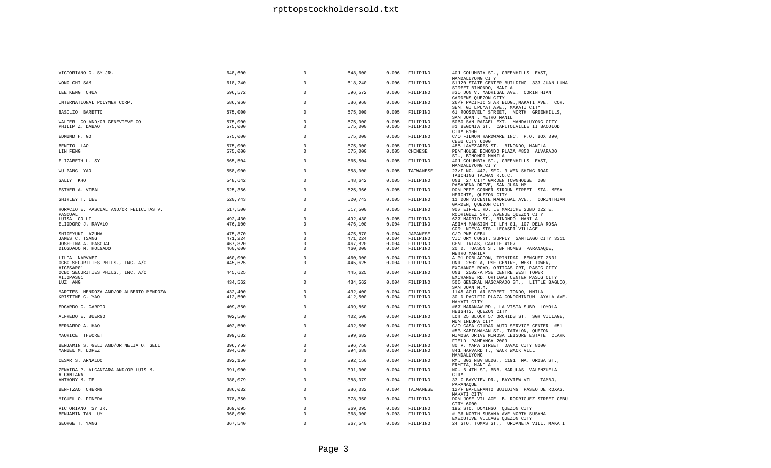| | | | | | | |
|---|---|---|---|---|---|---|
| VICTORIANO G. SY JR. | 648,600 | 0 | 648,600 | 0.006 | FILIPINO | 401 COLUMBIA ST., GREENHILLS EAST, MANDALUYONG CITY |
| WONG CHI SAM | 618,240 | 0 | 618,240 | 0.006 | FILIPINO | S1120 STATE CENTER BUILDING 333 JUAN LUNA STREET BINONDO, MANILA |
| LEE KENG CHUA | 596,572 | 0 | 596,572 | 0.006 | FILIPINO | #35 DON V. MADRIGAL AVE. CORINTHIAN GARDENS QUEZON CITY |
| INTERNATIONAL POLYMER CORP. | 586,960 | 0 | 586,960 | 0.006 | FILIPINO | 26/F PACIFIC STAR BLDG.,MAKATI AVE. COR. SEN. GI LPUYAT AVE., MAKATI CITY |
| BASILIO BARETTO | 575,000 | 0 | 575,000 | 0.005 | FILIPINO | 61 ROOSEVELT STREET, NORTH GREENHILLS, SAN JUAN , METRO MANIL |
| WALTER CO AND/OR GENEVIEVE CO | 575,000 | 0 | 575,000 | 0.005 | FILIPINO | 5060 SAN RAFAEL EXT. MANDALUYONG CITY |
| PHILIP Z. DABAO | 575,000 | 0 | 575,000 | 0.005 | FILIPINO | #1 BEGONIA ST. CAPITOLVILLE II BACOLOD CITY 6100 |
| EDMUND H. GO | 575,000 | 0 | 575,000 | 0.005 | FILIPINO | C/O FILMON HARDWARE INC. P.O. BOX 390, CEBU CITY 6000 |
| BENITO LAO | 575,000 | 0 | 575,000 | 0.005 | FILIPINO | 485 LAVEZARES ST. BINONDO, MANILA |
| LIN FENG | 575,000 | 0 | 575,000 | 0.005 | CHINESE | PENTHOUSE BINONDO PLAZA #850 ALVARADO ST., BINONDO MANILA |
| ELIZABETH L. SY | 565,504 | 0 | 565,504 | 0.005 | FILIPINO | 401 COLUMBIA ST., GREENHILLS EAST, MANDALUYONG CITY |
| WU-PANG YAO | 558,000 | 0 | 558,000 | 0.005 | TAIWANESE | 23/F NO. 447, SEC. 3 WEN-SHING ROAD TAICHING TAIWAN R.O.C. |
| SALLY KHO | 548,642 | 0 | 548,642 | 0.005 | FILIPINO | UNIT 27 CITY GARDEN TOWNHOUSE 208 PASADENA DRIVE, SAN JUAN MM |
| ESTHER A. VIBAL | 525,366 | 0 | 525,366 | 0.005 | FILIPINO | DON PEPE CORNER SIROUN STREET STA. MESA HEIGHTS, QUEZON CITY |
| SHIRLEY T. LEE | 520,743 | 0 | 520,743 | 0.005 | FILIPINO | 11 DON VICENTE MADRIGAL AVE., CORINTHIAN GARDEN, QUEZON CITY |
| HORACIO E. PASCUAL AND/OR FELICITAS V. PASCUAL | 517,500 | 0 | 517,500 | 0.005 | FILIPINO | 907 EIFFEL RD. LE MARICHE SUBD 222 E. RODRIGUEZ SR., AVENUE QUEZON CITY |
| LUISA CO LI | 492,430 | 0 | 492,430 | 0.005 | FILIPINO | 627 MADRID ST., BINONDO MANILA |
| ELIODORO J. RAVALO | 476,100 | 0 | 476,100 | 0.004 | FILIPINO | ASIAN MANSION II LPH 01, 107 DELA ROSA COR. NIEVA STS. LEGASPI VILLAGE |
| SHIGEYUKI AZUMA | 475,870 | 0 | 475,870 | 0.004 | JAPANESE | C/O PNB CEBU |
| JAMES C. TSANG | 471,224 | 0 | 471,224 | 0.004 | FILIPINO | VICTORY CONST. SUPPLY SANTIAGO CITY 3311 |
| JOSEFINA A. PASCUAL | 467,820 | 0 | 467,820 | 0.004 | FILIPINO | GEN. TRIAS, CAVITE 4107 |
| DIOSDADO M. HOLGADO | 460,000 | 0 | 460,000 | 0.004 | FILIPINO | 20 D. TUASON ST. BF HOMES PARANAQUE, METRO MANILA |
| LILIA NARVAEZ | 460,000 | 0 | 460,000 | 0.004 | FILIPINO | A-01 POBLACION, TRINIDAD BENGUET 2601 |
| OCBC SECURITIES PHILS., INC. A/C #ICESAR01 | 445,625 | 0 | 445,625 | 0.004 | FILIPINO | UNIT 2502-A, PSE CENTRE, WEST TOWER, EXCHANGE ROAD, ORTIGAS CRT, PASIG CITY |
| OCBC SECURITIES PHILS., INC. A/C #IJOPAS01 | 445,625 | 0 | 445,625 | 0.004 | FILIPINO | UNIT 2502-A PSE CENTRE WEST TOWER EXCHANGE RD. ORTIGAS CENTER PASIG CITY |
| LUZ ANG | 434,562 | 0 | 434,562 | 0.004 | FILIPINO | 506 GENERAL MASCARADO ST., LITTLE BAGUIO, SAN JUAN M.M. |
| MARITES MENDOZA AND/OR ALBERTO MENDOZA | 432,400 | 0 | 432,400 | 0.004 | FILIPINO | 1145 AGUILAR STREET TONDO, MNILA |
| KRISTINE C. YAO | 412,500 | 0 | 412,500 | 0.004 | FILIPINO | 30-D PACIFIC PLAZA CONDOMINIUM AYALA AVE. MAKATI CITY |
| EDGARDO C. CARPIO | 409,860 | 0 | 409,860 | 0.004 | FILIPINO | #67 MARANAW RD., LA VISTA SUBD LOYOLA HEIGHTS, QUEZON CITY |
| ALFREDO E. BUERGO | 402,500 | 0 | 402,500 | 0.004 | FILIPINO | LOT 25 BLOCK 57 ORCHIDS ST. SGH VILLAGE, MUNTINLUPA CITY |
| BERNARDO A. HAO | 402,500 | 0 | 402,500 | 0.004 | FILIPINO | C/O CASA CIUDAD AUTO SERVICE CENTER #51 #53 KABIGNAYAN ST., TATALON, QUEZON |
| MAURICE THEORET | 399,682 | 0 | 399,682 | 0.004 | FILIPINO | MIMOSA DRIVE MIMOSA LEISURE ESTATE CLARK FIELD PAMPANGA 2009 |
| BENJAMIN S. GELI AND/OR NELIA O. GELI | 396,750 | 0 | 396,750 | 0.004 | FILIPINO | 80 V. MAPA STREET DAVAO CITY 8000 |
| MANUEL M. LOPEZ | 394,680 | 0 | 394,680 | 0.004 | FILIPINO | 841 HARVARD T., WACK WACK VILL MANDALUYONG |
| CESAR S. ARNALDO | 392,150 | 0 | 392,150 | 0.004 | FILIPINO | RM. 303 NBV BLDG., 1191 MA. OROSA ST., ERMITA, MANILA |
| ZENAIDA P. ALCANTARA AND/OR LUIS M. ALCANTARA | 391,000 | 0 | 391,000 | 0.004 | FILIPINO | NO. 6 4TH ST, BBB, MARULAS VALENZUELA CITY |
| ANTHONY M. TE | 388,079 | 0 | 388,079 | 0.004 | FILIPINO | 33 C BAYVIEW DR., BAYVIEW VILL TAMBO, PARANAQUE |
| BEN-TZAO CHERNG | 386,032 | 0 | 386,032 | 0.004 | TAIWANESE | 12/F BA-LEPANTO BUILDING PASEO DE ROXAS, MAKATI CITY |
| MIGUEL O. PINEDA | 378,350 | 0 | 378,350 | 0.004 | FILIPINO | DON JOSE VILLAGE B. RODRIGUEZ STREET CEBU CITY 6000 |
| VICTORIANO SY JR. | 369,095 | 0 | 369,095 | 0.003 | FILIPINO | 192 STO. DOMINGO QUEZON CITY |
| BENJAMIN TAN UY | 368,000 | 0 | 368,000 | 0.003 | FILIPINO | # 36 NORTH SUSANA AVE NORTH SUSANA EXECUTIVE VILLAGE QUEZON CITY |
| GEORGE T. YANG | 367,540 | 0 | 367,540 | 0.003 | FILIPINO | 24 STO. TOMAS ST., URDANETA VILL. MAKATI |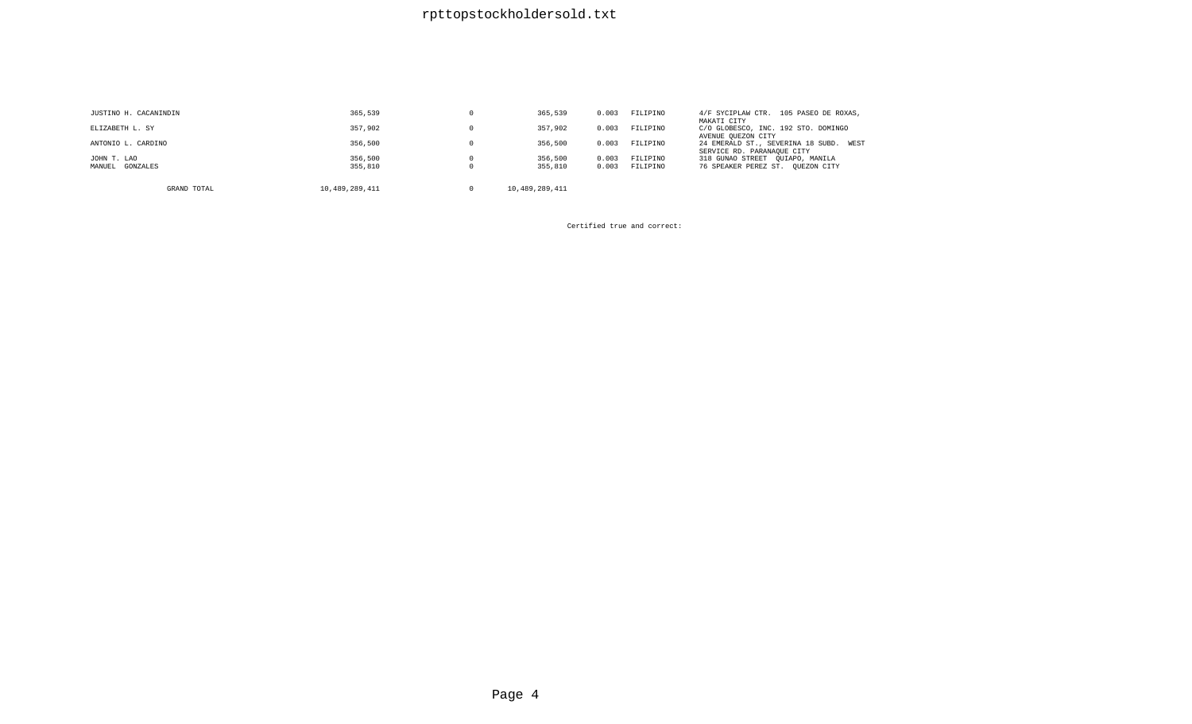| | | | | | | |
|---|---|---|---|---|---|---|
| JUSTINO H. CACANINDIN | 365,539 | 0 | 365,539 | 0.003 | FILIPINO | 4/F SYCIPLAW CTR. 105 PASEO DE ROXAS, MAKATI CITY |
| ELIZABETH L. SY | 357,902 | 0 | 357,902 | 0.003 | FILIPINO | C/O GLOBESCO, INC. 192 STO. DOMINGO AVENUE QUEZON CITY |
| ANTONIO L. CARDINO | 356,500 | 0 | 356,500 | 0.003 | FILIPINO | 24 EMERALD ST., SEVERINA 18 SUBD. WEST SERVICE RD. PARANAQUE CITY |
| JOHN T. LAO | 356,500 | 0 | 356,500 | 0.003 | FILIPINO | 318 GUNAO STREET QUIAPO, MANILA |
| MANUEL GONZALES | 355,810 | 0 | 355,810 | 0.003 | FILIPINO | 76 SPEAKER PEREZ ST. QUEZON CITY |
| GRAND TOTAL | 10,489,289,411 | 0 | 10,489,289,411 | | | |

Certified true and correct: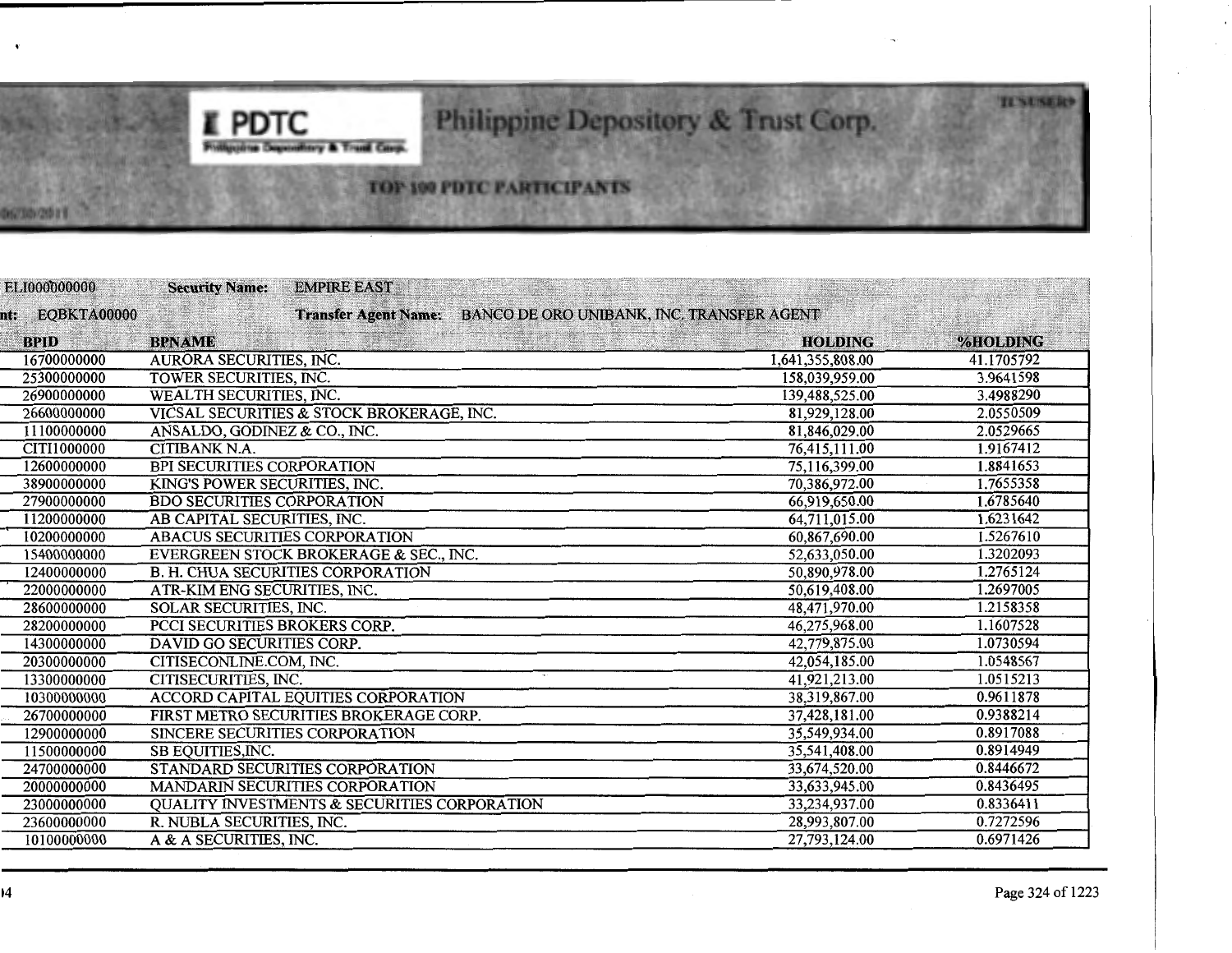# Philippine Depository & Trust Corp.

## TOP 100 PDTC PARTICIPANTS

ELI000000000 **Security Name:** EMPIRE EAST

nt: EQBKTA00000 **Transfer Agent Name:** BANCO DE ORO UNIBANK, INC. TRANSFER AGENT

| BPID | BPNAME | HOLDING | %HOLDING |
|---|---|---|---|
| 16700000000 | AURORA SECURITIES, INC. | 1,641,355,808.00 | 41.1705792 |
| 25300000000 | TOWER SECURITIES, INC. | 158,039,959.00 | 3.9641598 |
| 26900000000 | WEALTH SECURITIES, INC. | 139,488,525.00 | 3.4988290 |
| 26600000000 | VICSAL SECURITIES & STOCK BROKERAGE, INC. | 81,929,128.00 | 2.0550509 |
| 11100000000 | ANSALDO, GODINEZ & CO., INC. | 81,846,029.00 | 2.0529665 |
| CITI1000000 | CITIBANK N.A. | 76,415,111.00 | 1.9167412 |
| 12600000000 | BPI SECURITIES CORPORATION | 75,116,399.00 | 1.8841653 |
| 38900000000 | KING'S POWER SECURITIES, INC. | 70,386,972.00 | 1.7655358 |
| 27900000000 | BDO SECURITIES CORPORATION | 66,919,650.00 | 1.6785640 |
| 11200000000 | AB CAPITAL SECURITIES, INC. | 64,711,015.00 | 1.6231642 |
| 10200000000 | ABACUS SECURITIES CORPORATION | 60,867,690.00 | 1.5267610 |
| 15400000000 | EVERGREEN STOCK BROKERAGE & SEC., INC. | 52,633,050.00 | 1.3202093 |
| 12400000000 | B. H. CHUA SECURITIES CORPORATION | 50,890,978.00 | 1.2765124 |
| 22000000000 | ATR-KIM ENG SECURITIES, INC. | 50,619,408.00 | 1.2697005 |
| 28600000000 | SOLAR SECURITIES, INC. | 48,471,970.00 | 1.2158358 |
| 28200000000 | PCCI SECURITIES BROKERS CORP. | 46,275,968.00 | 1.1607528 |
| 14300000000 | DAVID GO SECURITIES CORP. | 42,779,875.00 | 1.0730594 |
| 20300000000 | CITISECONLINE.COM, INC. | 42,054,185.00 | 1.0548567 |
| 13300000000 | CITISECURITIES, INC. | 41,921,213.00 | 1.0515213 |
| 10300000000 | ACCORD CAPITAL EQUITIES CORPORATION | 38,319,867.00 | 0.9611878 |
| 26700000000 | FIRST METRO SECURITIES BROKERAGE CORP. | 37,428,181.00 | 0.9388214 |
| 12900000000 | SINCERE SECURITIES CORPORATION | 35,549,934.00 | 0.8917088 |
| 11500000000 | SB EQUITIES,INC. | 35,541,408.00 | 0.8914949 |
| 24700000000 | STANDARD SECURITIES CORPORATION | 33,674,520.00 | 0.8446672 |
| 20000000000 | MANDARIN SECURITIES CORPORATION | 33,633,945.00 | 0.8436495 |
| 23000000000 | QUALITY INVESTMENTS & SECURITIES CORPORATION | 33,234,937.00 | 0.8336411 |
| 23600000000 | R. NUBLA SECURITIES, INC. | 28,993,807.00 | 0.7272596 |
| 10100000000 | A & A SECURITIES, INC. | 27,793,124.00 | 0.6971426 |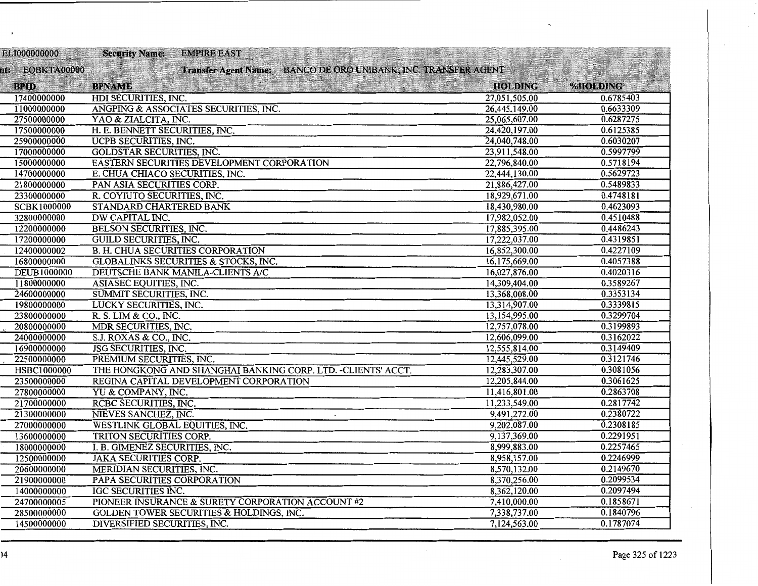ELI000000000 **Security Name: EMPIRE EAST**

nt: EQBKTA00000 **Transfer Agent Name: BANCO DE ORO UNIBANK, INC. TRANSFER AGENT**

| BPID | BPNAME | HOLDING | %HOLDING |
|---|---|---|---|
| 17400000000 | HDI SECURITIES, INC. | 27,051,505.00 | 0.6785403 |
| 11000000000 | ANGPING & ASSOCIATES SECURITIES, INC. | 26,445,149.00 | 0.6633309 |
| 27500000000 | YAO & ZIALCITA, INC. | 25,065,607.00 | 0.6287275 |
| 17500000000 | H. E. BENNETT SECURITIES, INC. | 24,420,197.00 | 0.6125385 |
| 25900000000 | UCPB SECURITIES, INC. | 24,040,748.00 | 0.6030207 |
| 17000000000 | GOLDSTAR SECURITIES, INC. | 23,911,548.00 | 0.5997799 |
| 15000000000 | EASTERN SECURITIES DEVELOPMENT CORPORATION | 22,796,840.00 | 0.5718194 |
| 14700000000 | E. CHUA CHIACO SECURITIES, INC. | 22,444,130.00 | 0.5629723 |
| 21800000000 | PAN ASIA SECURITIES CORP. | 21,886,427.00 | 0.5489833 |
| 23300000000 | R. COYIUTO SECURITIES, INC. | 18,929,671.00 | 0.4748181 |
| SCBK1000000 | STANDARD CHARTERED BANK | 18,430,980.00 | 0.4623093 |
| 32800000000 | DW CAPITAL INC. | 17,982,052.00 | 0.4510488 |
| 12200000000 | BELSON SECURITIES, INC. | 17,885,395.00 | 0.4486243 |
| 17200000000 | GUILD SECURITIES, INC. | 17,222,037.00 | 0.4319851 |
| 12400000002 | B. H. CHUA SECURITIES CORPORATION | 16,852,300.00 | 0.4227109 |
| 16800000000 | GLOBALINKS SECURITIES & STOCKS, INC. | 16,175,669.00 | 0.4057388 |
| DEUB1000000 | DEUTSCHE BANK MANILA-CLIENTS A/C | 16,027,876.00 | 0.4020316 |
| 11800000000 | ASIASEC EQUITIES, INC. | 14,309,404.00 | 0.3589267 |
| 24600000000 | SUMMIT SECURITIES, INC. | 13,368,008.00 | 0.3353134 |
| 19800000000 | LUCKY SECURITIES, INC. | 13,314,907.00 | 0.3339815 |
| 23800000000 | R. S. LIM & CO., INC. | 13,154,995.00 | 0.3299704 |
| 20800000000 | MDR SECURITIES, INC. | 12,757,078.00 | 0.3199893 |
| 24000000000 | S.J. ROXAS & CO., INC. | 12,606,099.00 | 0.3162022 |
| 16900000000 | JSG SECURITIES, INC. | 12,555,814.00 | 0.3149409 |
| 22500000000 | PREMIUM SECURITIES, INC. | 12,445,529.00 | 0.3121746 |
| HSBC1000000 | THE HONGKONG AND SHANGHAI BANKING CORP. LTD. -CLIENTS' ACCT. | 12,283,307.00 | 0.3081056 |
| 23500000000 | REGINA CAPITAL DEVELOPMENT CORPORATION | 12,205,844.00 | 0.3061625 |
| 27800000000 | YU & COMPANY, INC. | 11,416,801.00 | 0.2863708 |
| 21700000000 | RCBC SECURITIES, INC. | 11,233,549.00 | 0.2817742 |
| 21300000000 | NIEVES SANCHEZ, INC. | 9,491,272.00 | 0.2380722 |
| 27000000000 | WESTLINK GLOBAL EQUITIES, INC. | 9,202,087.00 | 0.2308185 |
| 13600000000 | TRITON SECURITIES CORP. | 9,137,369.00 | 0.2291951 |
| 18000000000 | I. B. GIMENEZ SECURITIES, INC. | 8,999,883.00 | 0.2257465 |
| 12500000000 | JAKA SECURITIES CORP. | 8,958,157.00 | 0.2246999 |
| 20600000000 | MERIDIAN SECURITIES, INC. | 8,570,132.00 | 0.2149670 |
| 21900000000 | PAPA SECURITIES CORPORATION | 8,370,256.00 | 0.2099534 |
| 14000000000 | IGC SECURITIES INC. | 8,362,120.00 | 0.2097494 |
| 24700000005 | PIONEER INSURANCE & SURETY CORPORATION ACCOUNT #2 | 7,410,000.00 | 0.1858671 |
| 28500000000 | GOLDEN TOWER SECURITIES & HOLDINGS, INC. | 7,338,737.00 | 0.1840796 |
| 14500000000 | DIVERSIFIED SECURITIES, INC. | 7,124,563.00 | 0.1787074 |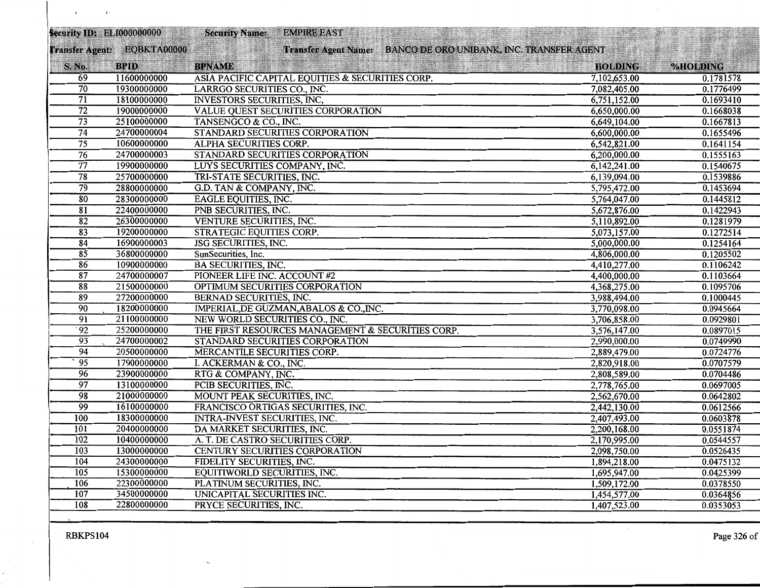**Security ID:** ELI000000000 **Security Name:** EMPIRE EAST

**Transfer Agent:** EQBKTA00000 **Transfer Agent Name:** BANCO DE ORO UNIBANK, INC. TRANSFER AGENT

| S. No. | BPID | BPNAME | HOLDING | %HOLDING |
|---|---|---|---|---|
| 69 | 11600000000 | ASIA PACIFIC CAPITAL EQUITIES & SECURITIES CORP. | 7,102,653.00 | 0.1781578 |
| 70 | 19300000000 | LARRGO SECURITIES CO., INC. | 7,082,405.00 | 0.1776499 |
| 71 | 18100000000 | INVESTORS SECURITIES, INC, | 6,751,152.00 | 0.1693410 |
| 72 | 19000000000 | VALUE QUEST SECURITIES CORPORATION | 6,650,000.00 | 0.1668038 |
| 73 | 25100000000 | TANSENGCO & CO., INC. | 6,649,104.00 | 0.1667813 |
| 74 | 24700000004 | STANDARD SECURITIES CORPORATION | 6,600,000.00 | 0.1655496 |
| 75 | 10600000000 | ALPHA SECURITIES CORP. | 6,542,821.00 | 0.1641154 |
| 76 | 24700000003 | STANDARD SECURITIES CORPORATION | 6,200,000.00 | 0.1555163 |
| 77 | 19900000000 | LUYS SECURITIES COMPANY, INC. | 6,142,241.00 | 0.1540675 |
| 78 | 25700000000 | TRI-STATE SECURITIES, INC. | 6,139,094.00 | 0.1539886 |
| 79 | 28800000000 | G.D. TAN & COMPANY, INC. | 5,795,472.00 | 0.1453694 |
| 80 | 28300000000 | EAGLE EQUITIES, INC. | 5,764,047.00 | 0.1445812 |
| 81 | 22400000000 | PNB SECURITIES, INC. | 5,672,876.00 | 0.1422943 |
| 82 | 26300000000 | VENTURE SECURITIES, INC. | 5,110,892.00 | 0.1281979 |
| 83 | 19200000000 | STRATEGIC EQUITIES CORP. | 5,073,157.00 | 0.1272514 |
| 84 | 16900000003 | JSG SECURITIES, INC. | 5,000,000.00 | 0.1254164 |
| 85 | 36800000000 | SunSecurities, Inc. | 4,806,000.00 | 0.1205502 |
| 86 | 10900000000 | BA SECURITIES, INC. | 4,410,277.00 | 0.1106242 |
| 87 | 24700000007 | PIONEER LIFE INC. ACCOUNT #2 | 4,400,000.00 | 0.1103664 |
| 88 | 21500000000 | OPTIMUM SECURITIES CORPORATION | 4,368,275.00 | 0.1095706 |
| 89 | 27200000000 | BERNAD SECURITIES, INC. | 3,988,494.00 | 0.1000445 |
| 90 | 18200000000 | IMPERIAL,DE GUZMAN,ABALOS & CO.,INC. | 3,770,098.00 | 0.0945664 |
| 91 | 21100000000 | NEW WORLD SECURITIES CO., INC. | 3,706,858.00 | 0.0929801 |
| 92 | 25200000000 | THE FIRST RESOURCES MANAGEMENT & SECURITIES CORP. | 3,576,147.00 | 0.0897015 |
| 93 | 24700000002 | STANDARD SECURITIES CORPORATION | 2,990,000.00 | 0.0749990 |
| 94 | 20500000000 | MERCANTILE SECURITIES CORP. | 2,889,479.00 | 0.0724776 |
| 95 | 17900000000 | I. ACKERMAN & CO., INC. | 2,820,918.00 | 0.0707579 |
| 96 | 23900000000 | RTG & COMPANY, INC. | 2,808,589.00 | 0.0704486 |
| 97 | 13100000000 | PCIB SECURITIES, INC. | 2,778,765.00 | 0.0697005 |
| 98 | 21000000000 | MOUNT PEAK SECURITIES, INC. | 2,562,670.00 | 0.0642802 |
| 99 | 16100000000 | FRANCISCO ORTIGAS SECURITIES, INC. | 2,442,130.00 | 0.0612566 |
| 100 | 18300000000 | INTRA-INVEST SECURITIES, INC. | 2,407,493.00 | 0.0603878 |
| 101 | 20400000000 | DA MARKET SECURITIES, INC. | 2,200,168.00 | 0.0551874 |
| 102 | 10400000000 | A. T. DE CASTRO SECURITIES CORP. | 2,170,995.00 | 0.0544557 |
| 103 | 13000000000 | CENTURY SECURITIES CORPORATION | 2,098,750.00 | 0.0526435 |
| 104 | 24300000000 | FIDELITY SECURITIES, INC. | 1,894,218.00 | 0.0475132 |
| 105 | 15300000000 | EQUITIWORLD SECURITIES, INC. | 1,695,947.00 | 0.0425399 |
| 106 | 22300000000 | PLATINUM SECURITIES, INC. | 1,509,172.00 | 0.0378550 |
| 107 | 34500000000 | UNICAPITAL SECURITIES INC. | 1,454,577.00 | 0.0364856 |
| 108 | 22800000000 | PRYCE SECURITIES, INC. | 1,407,523.00 | 0.0353053 |

RBKPS104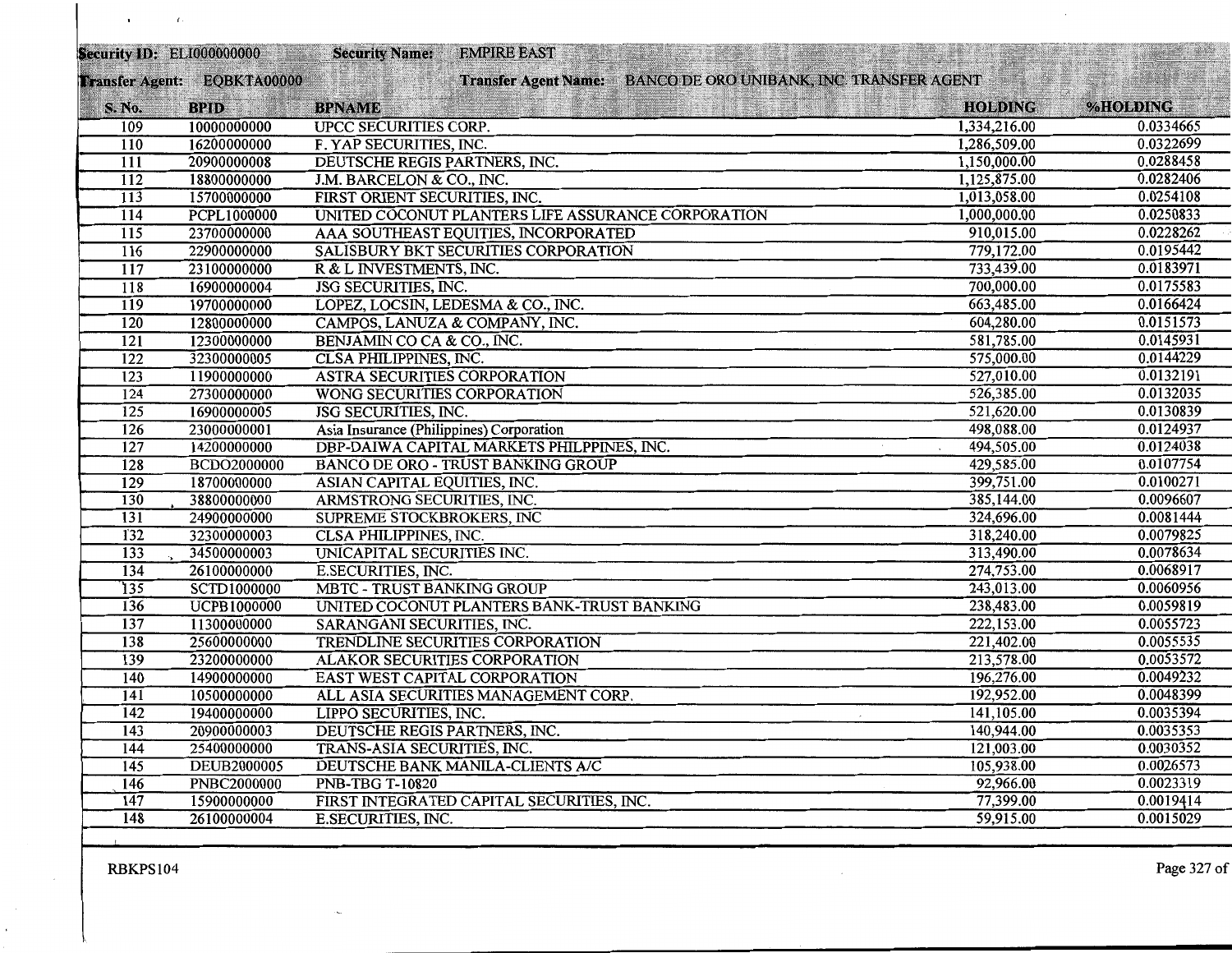**Security ID:** ELI000000000 **Security Name:** EMPIRE EAST

**Transfer Agent:** EQBKTA00000 **Transfer Agent Name:** BANCO DE ORO UNIBANK, INC TRANSFER AGENT

| S. No. | BPID | BPNAME | HOLDING | %HOLDING |
|---|---|---|---|---|
| 109 | 10000000000 | UPCC SECURITIES CORP. | 1,334,216.00 | 0.0334665 |
| 110 | 16200000000 | F. YAP SECURITIES, INC. | 1,286,509.00 | 0.0322699 |
| 111 | 20900000008 | DEUTSCHE REGIS PARTNERS, INC. | 1,150,000.00 | 0.0288458 |
| 112 | 18800000000 | J.M. BARCELON & CO., INC. | 1,125,875.00 | 0.0282406 |
| 113 | 15700000000 | FIRST ORIENT SECURITIES, INC. | 1,013,058.00 | 0.0254108 |
| 114 | PCPL1000000 | UNITED COCONUT PLANTERS LIFE ASSURANCE CORPORATION | 1,000,000.00 | 0.0250833 |
| 115 | 23700000000 | AAA SOUTHEAST EQUITIES, INCORPORATED | 910,015.00 | 0.0228262 |
| 116 | 22900000000 | SALISBURY BKT SECURITIES CORPORATION | 779,172.00 | 0.0195442 |
| 117 | 23100000000 | R & L INVESTMENTS, INC. | 733,439.00 | 0.0183971 |
| 118 | 16900000004 | JSG SECURITIES, INC. | 700,000.00 | 0.0175583 |
| 119 | 19700000000 | LOPEZ, LOCSIN, LEDESMA & CO., INC. | 663,485.00 | 0.0166424 |
| 120 | 12800000000 | CAMPOS, LANUZA & COMPANY, INC. | 604,280.00 | 0.0151573 |
| 121 | 12300000000 | BENJAMIN CO CA & CO., INC. | 581,785.00 | 0.0145931 |
| 122 | 32300000005 | CLSA PHILIPPINES, INC. | 575,000.00 | 0.0144229 |
| 123 | 11900000000 | ASTRA SECURITIES CORPORATION | 527,010.00 | 0.0132191 |
| 124 | 27300000000 | WONG SECURITIES CORPORATION | 526,385.00 | 0.0132035 |
| 125 | 16900000005 | JSG SECURITIES, INC. | 521,620.00 | 0.0130839 |
| 126 | 23000000001 | Asia Insurance (Philippines) Corporation | 498,088.00 | 0.0124937 |
| 127 | 14200000000 | DBP-DAIWA CAPITAL MARKETS PHILPPINES, INC. | 494,505.00 | 0.0124038 |
| 128 | BCDO2000000 | BANCO DE ORO - TRUST BANKING GROUP | 429,585.00 | 0.0107754 |
| 129 | 18700000000 | ASIAN CAPITAL EQUITIES, INC. | 399,751.00 | 0.0100271 |
| 130 | 38800000000 | ARMSTRONG SECURITIES, INC. | 385,144.00 | 0.0096607 |
| 131 | 24900000000 | SUPREME STOCKBROKERS, INC | 324,696.00 | 0.0081444 |
| 132 | 32300000003 | CLSA PHILIPPINES, INC. | 318,240.00 | 0.0079825 |
| 133 | 34500000003 | UNICAPITAL SECURITIES INC. | 313,490.00 | 0.0078634 |
| 134 | 26100000000 | E.SECURITIES, INC. | 274,753.00 | 0.0068917 |
| 135 | SCTD1000000 | MBTC - TRUST BANKING GROUP | 243,013.00 | 0.0060956 |
| 136 | UCPB1000000 | UNITED COCONUT PLANTERS BANK-TRUST BANKING | 238,483.00 | 0.0059819 |
| 137 | 11300000000 | SARANGANI SECURITIES, INC. | 222,153.00 | 0.0055723 |
| 138 | 25600000000 | TRENDLINE SECURITIES CORPORATION | 221,402.00 | 0.0055535 |
| 139 | 23200000000 | ALAKOR SECURITIES CORPORATION | 213,578.00 | 0.0053572 |
| 140 | 14900000000 | EAST WEST CAPITAL CORPORATION | 196,276.00 | 0.0049232 |
| 141 | 10500000000 | ALL ASIA SECURITIES MANAGEMENT CORP. | 192,952.00 | 0.0048399 |
| 142 | 19400000000 | LIPPO SECURITIES, INC. | 141,105.00 | 0.0035394 |
| 143 | 20900000003 | DEUTSCHE REGIS PARTNERS, INC. | 140,944.00 | 0.0035353 |
| 144 | 25400000000 | TRANS-ASIA SECURITIES, INC. | 121,003.00 | 0.0030352 |
| 145 | DEUB2000005 | DEUTSCHE BANK MANILA-CLIENTS A/C | 105,938.00 | 0.0026573 |
| 146 | PNBC2000000 | PNB-TBG T-10820 | 92,966.00 | 0.0023319 |
| 147 | 15900000000 | FIRST INTEGRATED CAPITAL SECURITIES, INC. | 77,399.00 | 0.0019414 |
| 148 | 26100000004 | E.SECURITIES, INC. | 59,915.00 | 0.0015029 |

RBKPS104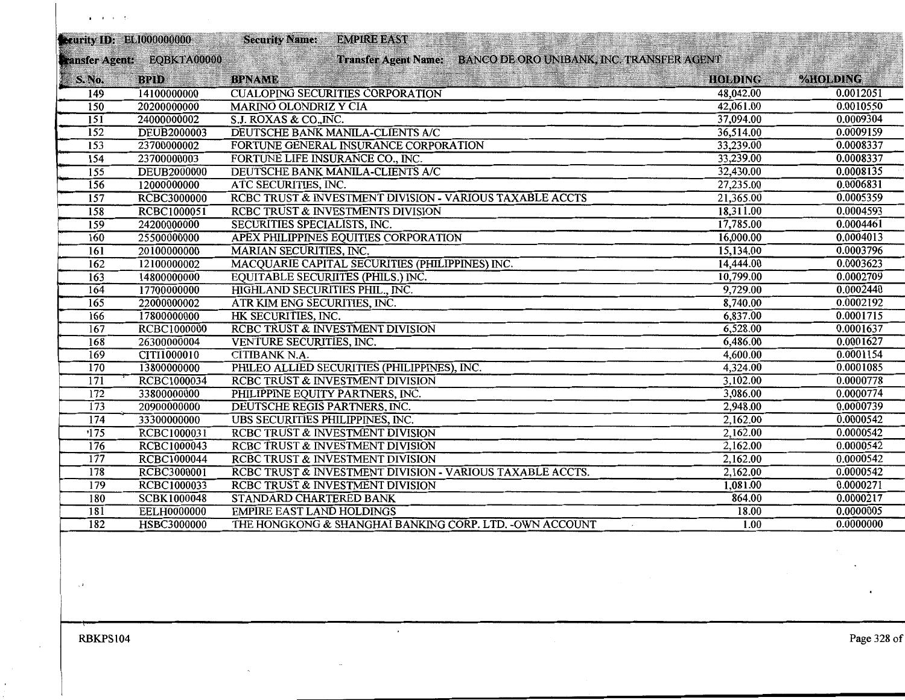**Security ID:** ELI000000000 **Security Name:** EMPIRE EAST

**Transfer Agent:** EQBKTA00000 **Transfer Agent Name:** BANCO DE ORO UNIBANK, INC. TRANSFER AGENT

| S. No. | BPID | BPNAME | HOLDING | %HOLDING |
|---|---|---|---|---|
| 149 | 14100000000 | CUALOPING SECURITIES CORPORATION | 48,042.00 | 0.0012051 |
| 150 | 20200000000 | MARINO OLONDRIZ Y CIA | 42,061.00 | 0.0010550 |
| 151 | 24000000002 | S.J. ROXAS & CO.,INC. | 37,094.00 | 0.0009304 |
| 152 | DEUB2000003 | DEUTSCHE BANK MANILA-CLIENTS A/C | 36,514.00 | 0.0009159 |
| 153 | 23700000002 | FORTUNE GENERAL INSURANCE CORPORATION | 33,239.00 | 0.0008337 |
| 154 | 23700000003 | FORTUNE LIFE INSURANCE CO., INC. | 33,239.00 | 0.0008337 |
| 155 | DEUB2000000 | DEUTSCHE BANK MANILA-CLIENTS A/C | 32,430.00 | 0.0008135 |
| 156 | 12000000000 | ATC SECURITIES, INC. | 27,235.00 | 0.0006831 |
| 157 | RCBC3000000 | RCBC TRUST & INVESTMENT DIVISION - VARIOUS TAXABLE ACCTS | 21,365.00 | 0.0005359 |
| 158 | RCBC1000051 | RCBC TRUST & INVESTMENTS DIVISION | 18,311.00 | 0.0004593 |
| 159 | 24200000000 | SECURITIES SPECIALISTS, INC. | 17,785.00 | 0.0004461 |
| 160 | 25500000000 | APEX PHILIPPINES EQUITIES CORPORATION | 16,000.00 | 0.0004013 |
| 161 | 20100000000 | MARIAN SECURITIES, INC. | 15,134.00 | 0.0003796 |
| 162 | 12100000002 | MACQUARIE CAPITAL SECURITIES (PHILIPPINES) INC. | 14,444.00 | 0.0003623 |
| 163 | 14800000000 | EQUITABLE SECURIITES (PHILS.) INC. | 10,799.00 | 0.0002709 |
| 164 | 17700000000 | HIGHLAND SECURITIES PHIL., INC. | 9,729.00 | 0.0002440 |
| 165 | 22000000002 | ATR KIM ENG SECURITIES, INC. | 8,740.00 | 0.0002192 |
| 166 | 17800000000 | HK SECURITIES, INC. | 6,837.00 | 0.0001715 |
| 167 | RCBC1000000 | RCBC TRUST & INVESTMENT DIVISION | 6,528.00 | 0.0001637 |
| 168 | 26300000004 | VENTURE SECURITIES, INC. | 6,486.00 | 0.0001627 |
| 169 | CITI1000010 | CITIBANK N.A. | 4,600.00 | 0.0001154 |
| 170 | 13800000000 | PHILEO ALLIED SECURITIES (PHILIPPINES), INC. | 4,324.00 | 0.0001085 |
| 171 | RCBC1000034 | RCBC TRUST & INVESTMENT DIVISION | 3,102.00 | 0.0000778 |
| 172 | 33800000000 | PHILIPPINE EQUITY PARTNERS, INC. | 3,086.00 | 0.0000774 |
| 173 | 20900000000 | DEUTSCHE REGIS PARTNERS, INC. | 2,948.00 | 0.0000739 |
| 174 | 33300000000 | UBS SECURITIES PHILIPPINES, INC. | 2,162.00 | 0.0000542 |
| 175 | RCBC1000031 | RCBC TRUST & INVESTMENT DIVISION | 2,162.00 | 0.0000542 |
| 176 | RCBC1000043 | RCBC TRUST & INVESTMENT DIVISION | 2,162.00 | 0.0000542 |
| 177 | RCBC1000044 | RCBC TRUST & INVESTMENT DIVISION | 2,162.00 | 0.0000542 |
| 178 | RCBC3000001 | RCBC TRUST & INVESTMENT DIVISION - VARIOUS TAXABLE ACCTS. | 2,162.00 | 0.0000542 |
| 179 | RCBC1000033 | RCBC TRUST & INVESTMENT DIVISION | 1,081.00 | 0.0000271 |
| 180 | SCBK1000048 | STANDARD CHARTERED BANK | 864.00 | 0.0000217 |
| 181 | EELH0000000 | EMPIRE EAST LAND HOLDINGS | 18.00 | 0.0000005 |
| 182 | HSBC3000000 | THE HONGKONG & SHANGHAI BANKING CORP. LTD. -OWN ACCOUNT | 1.00 | 0.0000000 |

RBKPS104